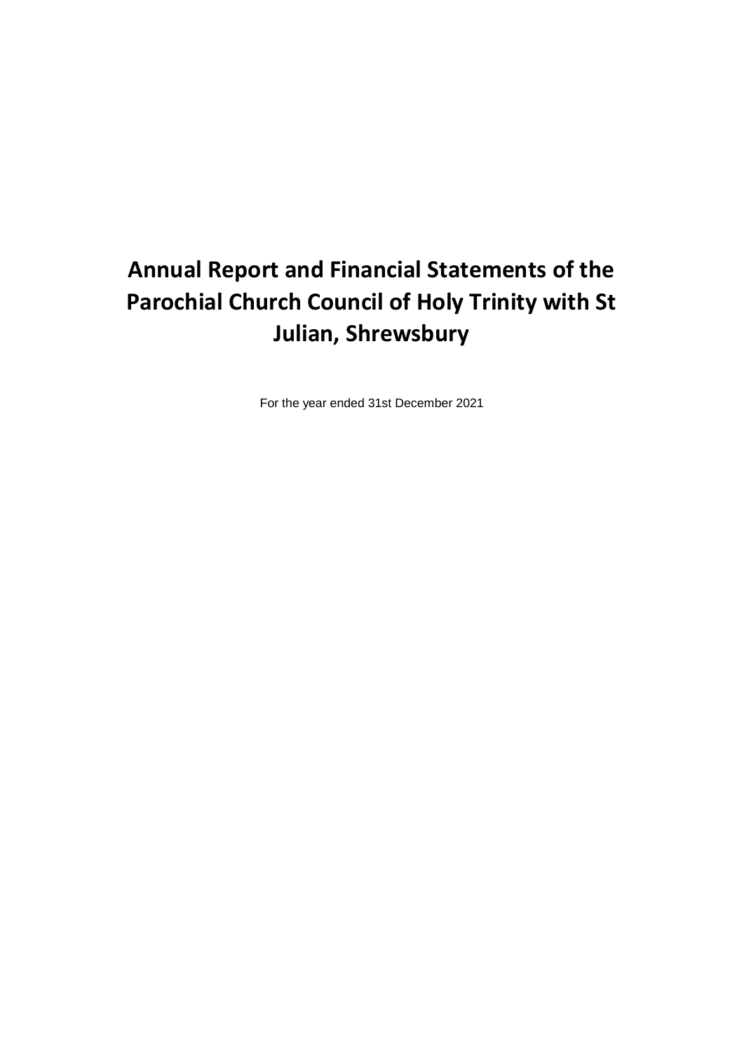# Annual Report and Financial Statements of the Parochial Church Council of Holy Trinity with St Julian, Shrewsbury

For the year ended 31st December 2021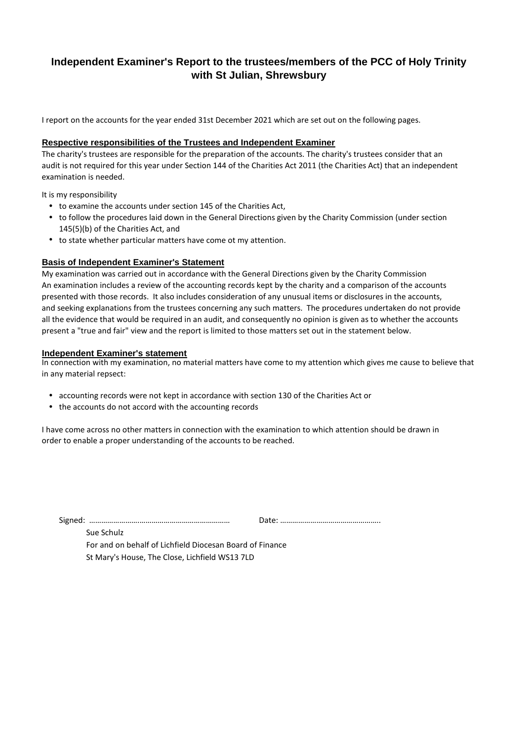# Independent Examiner's Report to the trustees/members of the PCC of Holy Trinity with St Julian, Shrewsbury

I report on the accounts for the year ended 31st December 2021 which are set out on the following pages.

## Respective responsibilities of the Trustees and Independent Examiner

The charity's trustees are responsible for the preparation of the accounts. The charity's trustees consider that an audit is not required for this year under Section 144 of the Charities Act 2011 (the Charities Act) that an independent examination is needed.

It is my responsibility

- to examine the accounts under section 145 of the Charities Act,
- to follow the procedures laid down in the General Directions given by the Charity Commission (under section 145(5)(b) of the Charities Act, and
- to state whether particular matters have come ot my attention.

## Basis of Independent Examiner's Statement

My examination was carried out in accordance with the General Directions given by the Charity Commission
An examination includes a review of the accounting records kept by the charity and a comparison of the accounts presented with those records. It also includes consideration of any unusual items or disclosures in the accounts, and seeking explanations from the trustees concerning any such matters. The procedures undertaken do not provide all the evidence that would be required in an audit, and consequently no opinion is given as to whether the accounts present a "true and fair" view and the report is limited to those matters set out in the statement below.

## Independent Examiner's statement

In connection with my examination, no material matters have come to my attention which gives me cause to believe that in any material repsect:

- accounting records were not kept in accordance with section 130 of the Charities Act or
- the accounts do not accord with the accounting records

I have come across no other matters in connection with the examination to which attention should be drawn in order to enable a proper understanding of the accounts to be reached.

Signed: ……………………………………………………………… Date: …………………………………………..

Sue Schulz
For and on behalf of Lichfield Diocesan Board of Finance
St Mary's House, The Close, Lichfield WS13 7LD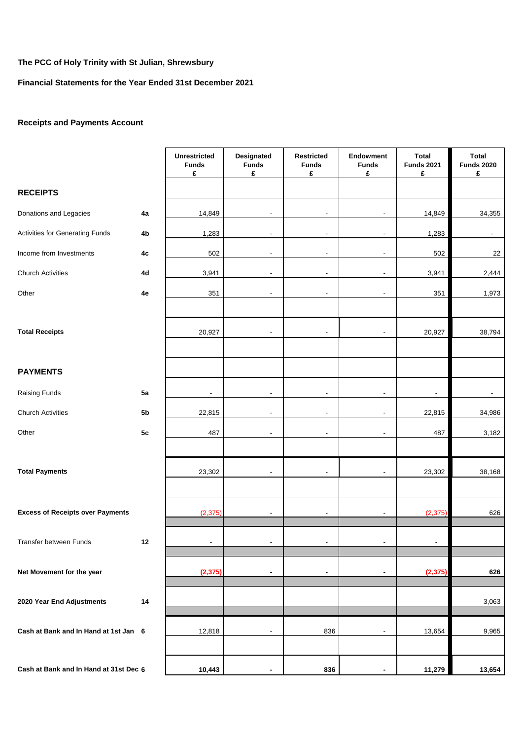**The PCC of Holy Trinity with St Julian, Shrewsbury**

**Financial Statements for the Year Ended 31st December 2021**

**Receipts and Payments Account**

| | | Unrestricted Funds £ | Designated Funds £ | Restricted Funds £ | Endowment Funds £ | Total Funds 2021 £ | Total Funds 2020 £ |
|---|---|---|---|---|---|---|---|
| **RECEIPTS** | | | | | | | |
| Donations and Legacies | **4a** | 14,849 | - | - | - | 14,849 | 34,355 |
| Activities for Generating Funds | **4b** | 1,283 | - | - | - | 1,283 | - |
| Income from Investments | **4c** | 502 | - | - | - | 502 | 22 |
| Church Activities | **4d** | 3,941 | - | - | - | 3,941 | 2,444 |
| Other | **4e** | 351 | - | - | - | 351 | 1,973 |
| **Total Receipts** | | 20,927 | - | - | - | 20,927 | 38,794 |
| **PAYMENTS** | | | | | | | |
| Raising Funds | **5a** | - | - | - | - | - | - |
| Church Activities | **5b** | 22,815 | - | - | - | 22,815 | 34,986 |
| Other | **5c** | 487 | - | - | - | 487 | 3,182 |
| **Total Payments** | | 23,302 | - | - | - | 23,302 | 38,168 |
| **Excess of Receipts over Payments** | | (2,375) | - | - | - | (2,375) | 626 |
| Transfer between Funds | **12** | - | - | - | - | - | |
| **Net Movement for the year** | | **(2,375)** | **-** | **-** | **-** | **(2,375)** | **626** |
| **2020 Year End Adjustments** | **14** | | | | | | 3,063 |
| **Cash at Bank and In Hand at 1st Jan** | **6** | 12,818 | - | 836 | - | 13,654 | 9,965 |
| **Cash at Bank and In Hand at 31st Dec** | **6** | **10,443** | **-** | **836** | **-** | **11,279** | **13,654** |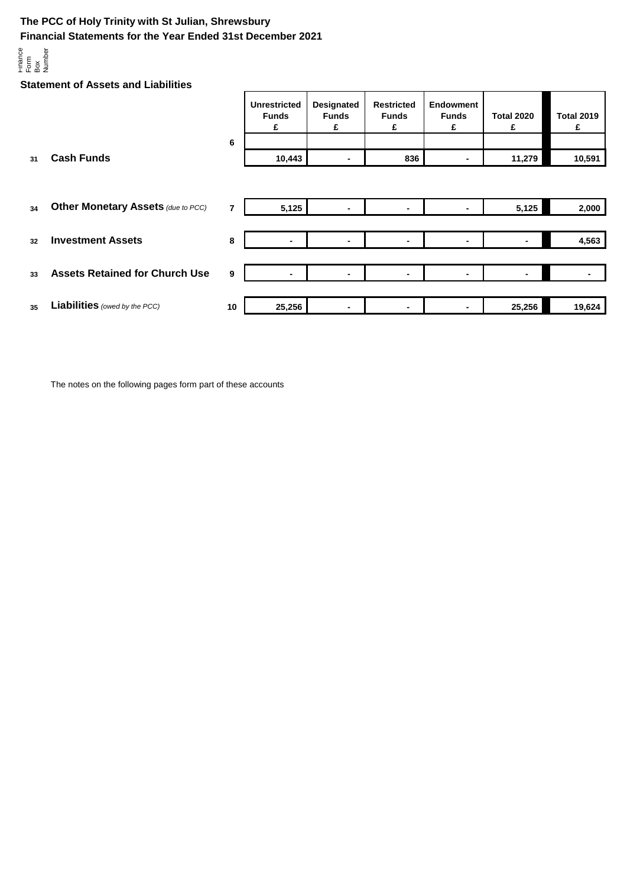**The PCC of Holy Trinity with St Julian, Shrewsbury**
**Financial Statements for the Year Ended 31st December 2021**

## Statement of Assets and Liabilities

| Finance Form Box Number | | Note | Unrestricted Funds £ | Designated Funds £ | Restricted Funds £ | Endowment Funds £ | Total 2020 £ | Total 2019 £ |
|---|---|---|---|---|---|---|---|---|
| | | 6 | | | | | | |
| 31 | **Cash Funds** | | 10,443 | - | 836 | - | 11,279 | 10,591 |
| 34 | **Other Monetary Assets** *(due to PCC)* | 7 | 5,125 | - | - | - | 5,125 | 2,000 |
| 32 | **Investment Assets** | 8 | - | - | - | - | - | 4,563 |
| 33 | **Assets Retained for Church Use** | 9 | - | - | - | - | - | - |
| 35 | **Liabilities** *(owed by the PCC)* | 10 | 25,256 | - | - | - | 25,256 | 19,624 |

The notes on the following pages form part of these accounts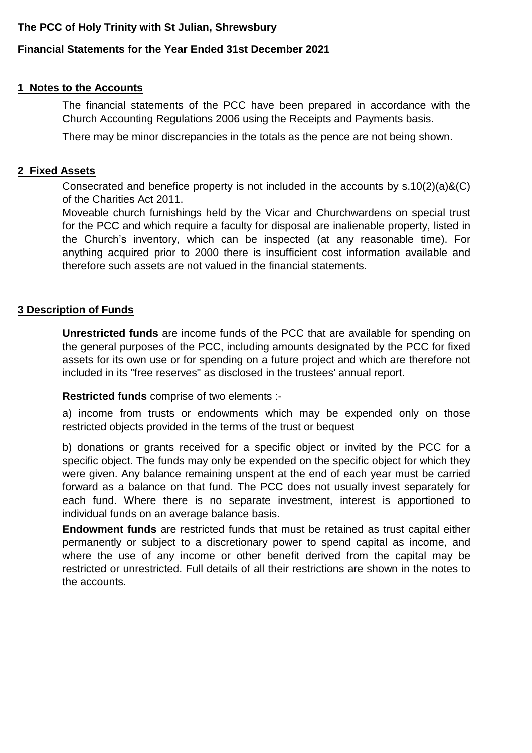**The PCC of Holy Trinity with St Julian, Shrewsbury**

**Financial Statements for the Year Ended 31st December 2021**

## 1 Notes to the Accounts

The financial statements of the PCC have been prepared in accordance with the Church Accounting Regulations 2006 using the Receipts and Payments basis.

There may be minor discrepancies in the totals as the pence are not being shown.

## 2 Fixed Assets

Consecrated and benefice property is not included in the accounts by s.10(2)(a)&(C) of the Charities Act 2011.

Moveable church furnishings held by the Vicar and Churchwardens on special trust for the PCC and which require a faculty for disposal are inalienable property, listed in the Church's inventory, which can be inspected (at any reasonable time). For anything acquired prior to 2000 there is insufficient cost information available and therefore such assets are not valued in the financial statements.

## 3 Description of Funds

**Unrestricted funds** are income funds of the PCC that are available for spending on the general purposes of the PCC, including amounts designated by the PCC for fixed assets for its own use or for spending on a future project and which are therefore not included in its "free reserves" as disclosed in the trustees' annual report.

**Restricted funds** comprise of two elements :-

a) income from trusts or endowments which may be expended only on those restricted objects provided in the terms of the trust or bequest

b) donations or grants received for a specific object or invited by the PCC for a specific object. The funds may only be expended on the specific object for which they were given. Any balance remaining unspent at the end of each year must be carried forward as a balance on that fund. The PCC does not usually invest separately for each fund. Where there is no separate investment, interest is apportioned to individual funds on an average balance basis.

**Endowment funds** are restricted funds that must be retained as trust capital either permanently or subject to a discretionary power to spend capital as income, and where the use of any income or other benefit derived from the capital may be restricted or unrestricted. Full details of all their restrictions are shown in the notes to the accounts.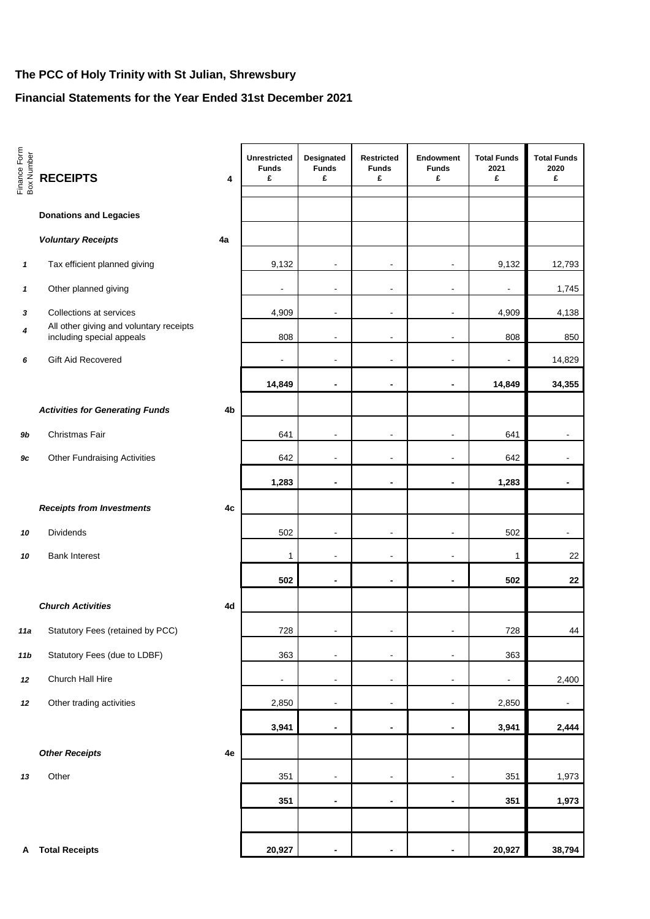# The PCC of Holy Trinity with St Julian, Shrewsbury

## Financial Statements for the Year Ended 31st December 2021

| Finance Form Box Number | RECEIPTS | 4 | Unrestricted Funds £ | Designated Funds £ | Restricted Funds £ | Endowment Funds £ | Total Funds 2021 £ | Total Funds 2020 £ |
|---|---|---|---|---|---|---|---|---|
| | **Donations and Legacies** | | | | | | | |
| | ***Voluntary Receipts*** | **4a** | | | | | | |
| *1* | Tax efficient planned giving | | 9,132 | - | - | - | 9,132 | 12,793 |
| *1* | Other planned giving | | - | - | - | - | - | 1,745 |
| *3* | Collections at services | | 4,909 | - | - | - | 4,909 | 4,138 |
| *4* | All other giving and voluntary receipts including special appeals | | 808 | - | - | - | 808 | 850 |
| *6* | Gift Aid Recovered | | - | - | - | - | - | 14,829 |
| | | | **14,849** | **-** | **-** | **-** | **14,849** | **34,355** |
| | ***Activities for Generating Funds*** | **4b** | | | | | | |
| *9b* | Christmas Fair | | 641 | - | - | - | 641 | - |
| *9c* | Other Fundraising Activities | | 642 | - | - | - | 642 | - |
| | | | **1,283** | **-** | **-** | **-** | **1,283** | **-** |
| | ***Receipts from Investments*** | **4c** | | | | | | |
| *10* | Dividends | | 502 | - | - | - | 502 | - |
| *10* | Bank Interest | | 1 | - | - | - | 1 | 22 |
| | | | **502** | **-** | **-** | **-** | **502** | **22** |
| | ***Church Activities*** | **4d** | | | | | | |
| *11a* | Statutory Fees (retained by PCC) | | 728 | - | - | - | 728 | 44 |
| *11b* | Statutory Fees (due to LDBF) | | 363 | - | - | - | 363 | |
| *12* | Church Hall Hire | | - | - | - | - | - | 2,400 |
| *12* | Other trading activities | | 2,850 | - | - | - | 2,850 | - |
| | | | **3,941** | **-** | **-** | **-** | **3,941** | **2,444** |
| | ***Other Receipts*** | **4e** | | | | | | |
| *13* | Other | | 351 | - | - | - | 351 | 1,973 |
| | | | **351** | **-** | **-** | **-** | **351** | **1,973** |
| **A** | **Total Receipts** | | **20,927** | **-** | **-** | **-** | **20,927** | **38,794** |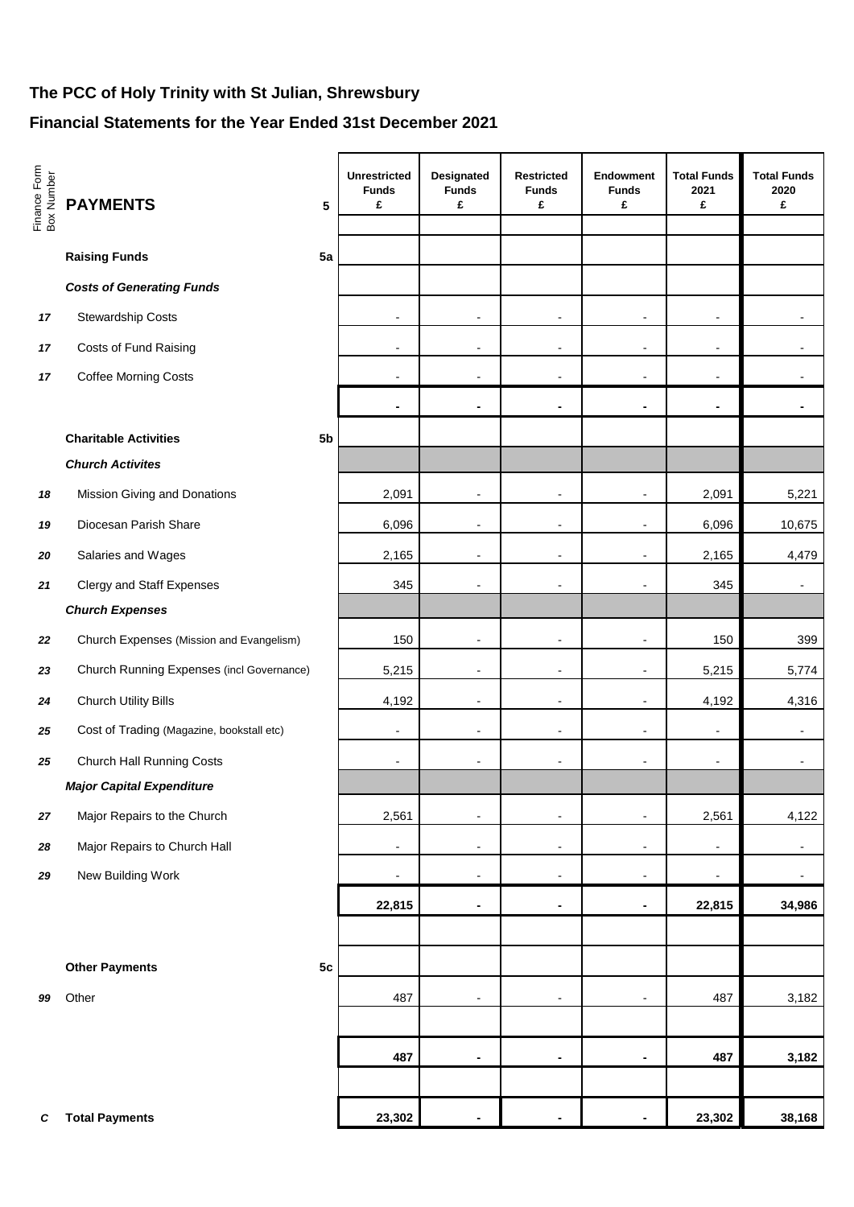**The PCC of Holy Trinity with St Julian, Shrewsbury**

**Financial Statements for the Year Ended 31st December 2021**

| Finance Form Box Number | PAYMENTS | 5 | Unrestricted Funds £ | Designated Funds £ | Restricted Funds £ | Endowment Funds £ | Total Funds 2021 £ | Total Funds 2020 £ |
|---|---|---|---|---|---|---|---|---|
| | **Raising Funds** | **5a** | | | | | | |
| | ***Costs of Generating Funds*** | | | | | | | |
| *17* | Stewardship Costs | | - | - | - | - | - | - |
| *17* | Costs of Fund Raising | | - | - | - | - | - | - |
| *17* | Coffee Morning Costs | | - | - | - | - | - | - |
| | | | **-** | **-** | **-** | **-** | **-** | **-** |
| | **Charitable Activities** | **5b** | | | | | | |
| | ***Church Activites*** | | | | | | | |
| *18* | Mission Giving and Donations | | 2,091 | - | - | - | 2,091 | 5,221 |
| *19* | Diocesan Parish Share | | 6,096 | - | - | - | 6,096 | 10,675 |
| *20* | Salaries and Wages | | 2,165 | - | - | - | 2,165 | 4,479 |
| *21* | Clergy and Staff Expenses | | 345 | - | - | - | 345 | - |
| | ***Church Expenses*** | | | | | | | |
| *22* | Church Expenses (Mission and Evangelism) | | 150 | - | - | - | 150 | 399 |
| *23* | Church Running Expenses (incl Governance) | | 5,215 | - | - | - | 5,215 | 5,774 |
| *24* | Church Utility Bills | | 4,192 | - | - | - | 4,192 | 4,316 |
| *25* | Cost of Trading (Magazine, bookstall etc) | | - | - | - | - | - | - |
| *25* | Church Hall Running Costs | | - | - | - | - | - | - |
| | ***Major Capital Expenditure*** | | | | | | | |
| *27* | Major Repairs to the Church | | 2,561 | - | - | - | 2,561 | 4,122 |
| *28* | Major Repairs to Church Hall | | - | - | - | - | - | - |
| *29* | New Building Work | | - | - | - | - | - | - |
| | | | **22,815** | **-** | **-** | **-** | **22,815** | **34,986** |
| | **Other Payments** | **5c** | | | | | | |
| *99* | Other | | 487 | - | - | - | 487 | 3,182 |
| | | | **487** | **-** | **-** | **-** | **487** | **3,182** |
| *C* | **Total Payments** | | **23,302** | **-** | **-** | **-** | **23,302** | **38,168** |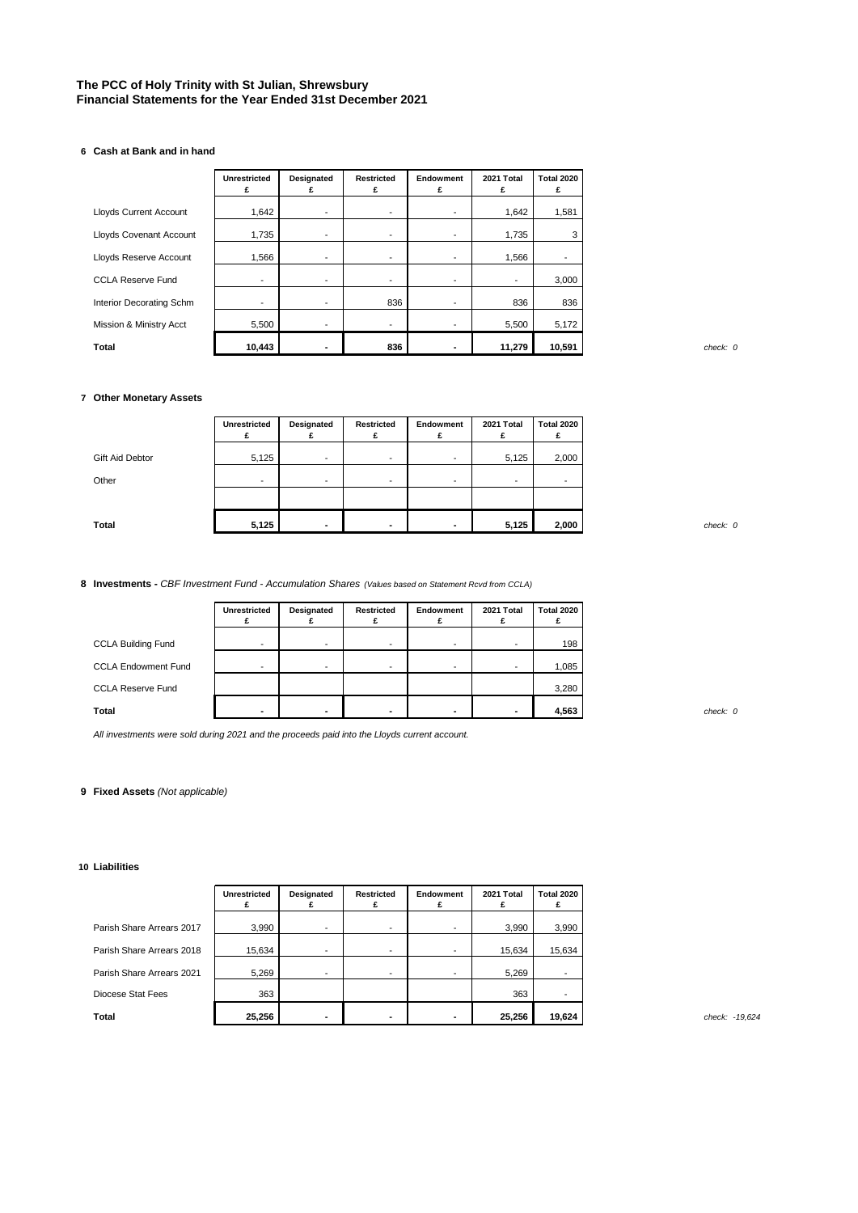**The PCC of Holy Trinity with St Julian, Shrewsbury**
**Financial Statements for the Year Ended 31st December 2021**

## 6 Cash at Bank and in hand

| | Unrestricted £ | Designated £ | Restricted £ | Endowment £ | 2021 Total £ | Total 2020 £ | |
|---|---|---|---|---|---|---|---|
| Lloyds Current Account | 1,642 | - | - | - | 1,642 | 1,581 | |
| Lloyds Covenant Account | 1,735 | - | - | - | 1,735 | 3 | |
| Lloyds Reserve Account | 1,566 | - | - | - | 1,566 | - | |
| CCLA Reserve Fund | - | - | - | - | - | 3,000 | |
| Interior Decorating Schm | - | - | 836 | - | 836 | 836 | |
| Mission & Ministry Acct | 5,500 | - | - | - | 5,500 | 5,172 | |
| **Total** | **10,443** | **-** | **836** | **-** | **11,279** | **10,591** | *check: 0* |

## 7 Other Monetary Assets

| | Unrestricted £ | Designated £ | Restricted £ | Endowment £ | 2021 Total £ | Total 2020 £ | |
|---|---|---|---|---|---|---|---|
| Gift Aid Debtor | 5,125 | - | - | - | 5,125 | 2,000 | |
| Other | - | - | - | - | - | - | |
| | | | | | | | |
| **Total** | **5,125** | **-** | **-** | **-** | **5,125** | **2,000** | *check: 0* |

## 8 Investments - *CBF Investment Fund - Accumulation Shares* *(Values based on Statement Rcvd from CCLA)*

| | Unrestricted £ | Designated £ | Restricted £ | Endowment £ | 2021 Total £ | Total 2020 £ | |
|---|---|---|---|---|---|---|---|
| CCLA Building Fund | - | - | - | - | - | 198 | |
| CCLA Endowment Fund | - | - | - | - | - | 1,085 | |
| CCLA Reserve Fund | | | | | | 3,280 | |
| **Total** | **-** | **-** | **-** | **-** | **-** | **4,563** | *check: 0* |

*All investments were sold during 2021 and the proceeds paid into the Lloyds current account.*

## 9 Fixed Assets *(Not applicable)*

## 10 Liabilities

| | Unrestricted £ | Designated £ | Restricted £ | Endowment £ | 2021 Total £ | Total 2020 £ | |
|---|---|---|---|---|---|---|---|
| Parish Share Arrears 2017 | 3,990 | - | - | - | 3,990 | 3,990 | |
| Parish Share Arrears 2018 | 15,634 | - | - | - | 15,634 | 15,634 | |
| Parish Share Arrears 2021 | 5,269 | - | - | - | 5,269 | - | |
| Diocese Stat Fees | 363 | | | | 363 | - | |
| **Total** | **25,256** | **-** | **-** | **-** | **25,256** | **19,624** | *check: -19,624* |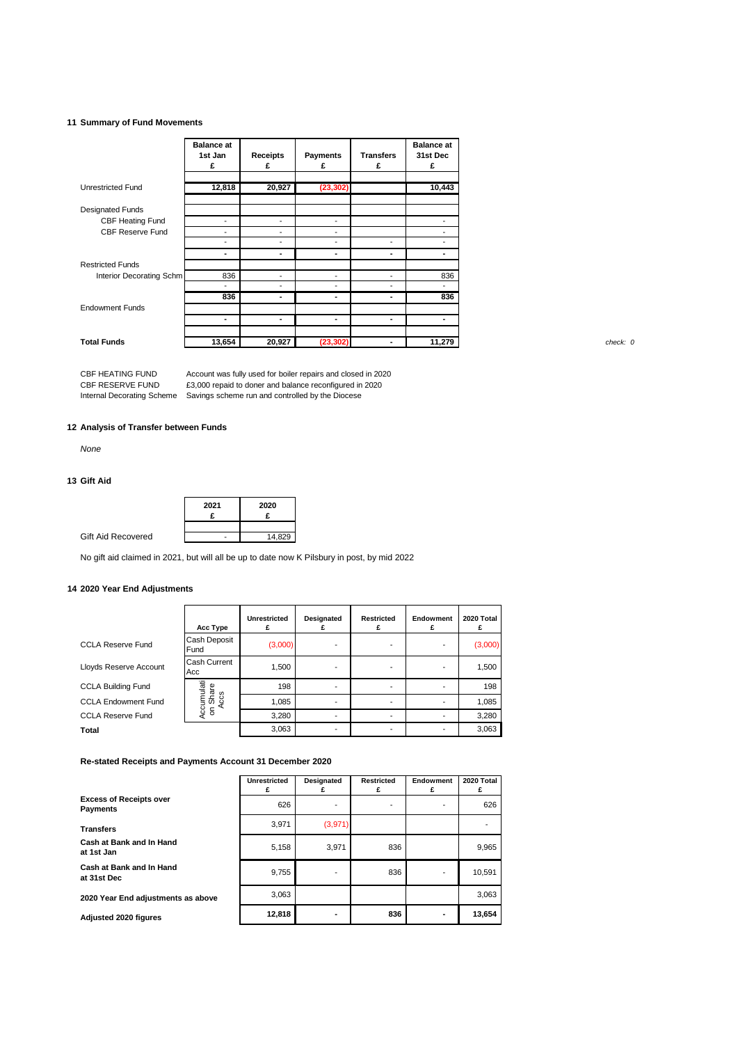## 11 Summary of Fund Movements

| | Balance at 1st Jan £ | Receipts £ | Payments £ | Transfers £ | Balance at 31st Dec £ |
|---|---|---|---|---|---|
| Unrestricted Fund | 12,818 | 20,927 | (23,302) | | 10,443 |
| Designated Funds | | | | | |
| CBF Heating Fund | - | - | - | | - |
| CBF Reserve Fund | - | - | - | | - |
| | - | - | - | - | - |
| | - | - | - | - | - |
| Restricted Funds | | | | | |
| Interior Decorating Schm | 836 | - | - | - | 836 |
| | - | - | - | - | - |
| | 836 | - | - | - | 836 |
| Endowment Funds | | | | | |
| | - | - | - | - | - |
| **Total Funds** | 13,654 | 20,927 | (23,302) | - | 11,279 |

check: 0

CBF HEATING FUND — Account was fully used for boiler repairs and closed in 2020
CBF RESERVE FUND — £3,000 repaid to doner and balance reconfigured in 2020
Internal Decorating Scheme — Savings scheme run and controlled by the Diocese

## 12 Analysis of Transfer between Funds

*None*

## 13 Gift Aid

| | 2021 £ | 2020 £ |
|---|---|---|
| Gift Aid Recovered | - | 14,829 |

No gift aid claimed in 2021, but will all be up to date now K Pilsbury in post, by mid 2022

## 14 2020 Year End Adjustments

| | Acc Type | Unrestricted £ | Designated £ | Restricted £ | Endowment £ | 2020 Total £ |
|---|---|---|---|---|---|---|
| CCLA Reserve Fund | Cash Deposit Fund | (3,000) | - | - | - | (3,000) |
| Lloyds Reserve Account | Cash Current Acc | 1,500 | - | - | - | 1,500 |
| CCLA Building Fund | Accumulation Share Accs | 198 | - | - | - | 198 |
| CCLA Endowment Fund | | 1,085 | - | - | - | 1,085 |
| CCLA Reserve Fund | | 3,280 | - | - | - | 3,280 |
| **Total** | | 3,063 | - | - | - | 3,063 |

**Re-stated Receipts and Payments Account 31 December 2020**

| | Unrestricted £ | Designated £ | Restricted £ | Endowment £ | 2020 Total £ |
|---|---|---|---|---|---|
| **Excess of Receipts over Payments** | 626 | - | - | - | 626 |
| **Transfers** | 3,971 | (3,971) | | | - |
| **Cash at Bank and In Hand at 1st Jan** | 5,158 | 3,971 | 836 | | 9,965 |
| **Cash at Bank and In Hand at 31st Dec** | 9,755 | - | 836 | - | 10,591 |
| **2020 Year End adjustments as above** | 3,063 | | | | 3,063 |
| **Adjusted 2020 figures** | 12,818 | - | 836 | - | 13,654 |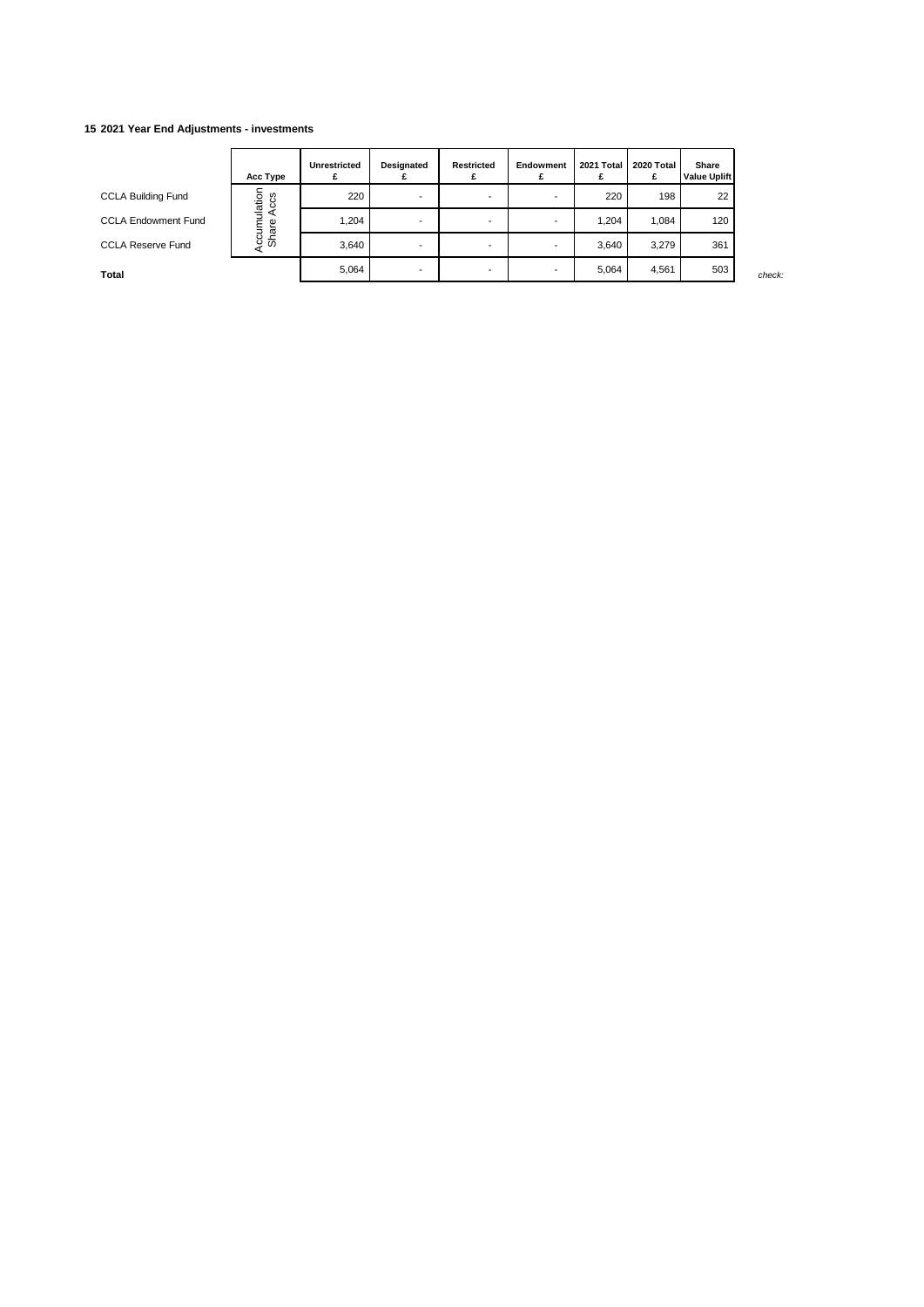## 15 2021 Year End Adjustments - investments

| | Acc Type | Unrestricted £ | Designated £ | Restricted £ | Endowment £ | 2021 Total £ | 2020 Total £ | Share Value Uplift | |
|---|---|---|---|---|---|---|---|---|---|
| CCLA Building Fund | Accumulation Share Accs | 220 | - | - | - | 220 | 198 | 22 | |
| CCLA Endowment Fund | | 1,204 | - | - | - | 1,204 | 1,084 | 120 | |
| CCLA Reserve Fund | | 3,640 | - | - | - | 3,640 | 3,279 | 361 | |
| **Total** | | 5,064 | - | - | - | 5,064 | 4,561 | 503 | *check:* |